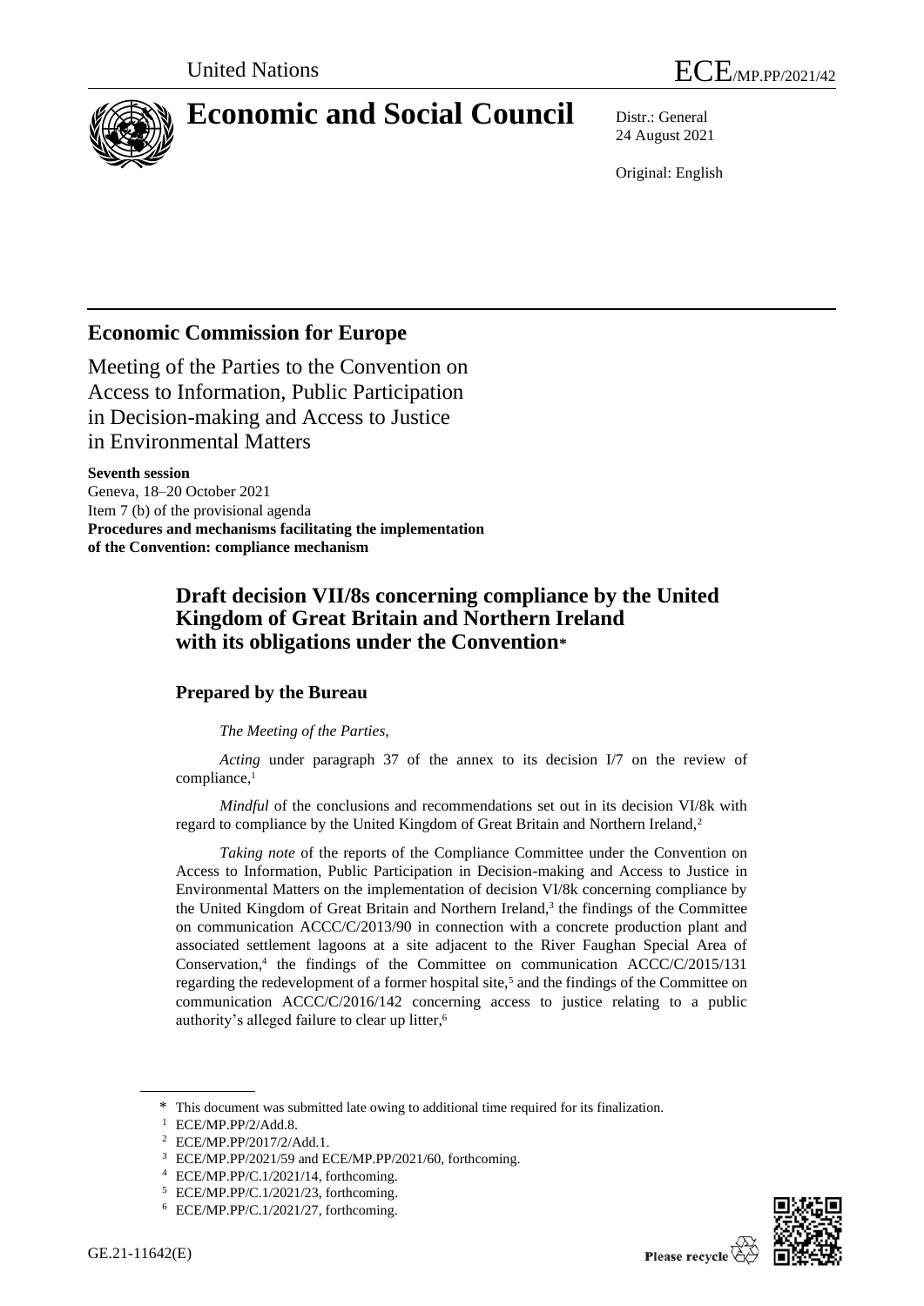United Nations ECE/MP.PP/2021/42

# Economic and Social Council

Distr.: General
24 August 2021

Original: English

## Economic Commission for Europe

Meeting of the Parties to the Convention on Access to Information, Public Participation in Decision-making and Access to Justice in Environmental Matters

**Seventh session**
Geneva, 18–20 October 2021
Item 7 (b) of the provisional agenda
**Procedures and mechanisms facilitating the implementation of the Convention: compliance mechanism**

### Draft decision VII/8s concerning compliance by the United Kingdom of Great Britain and Northern Ireland with its obligations under the Convention*

#### Prepared by the Bureau

*The Meeting of the Parties,*

*Acting* under paragraph 37 of the annex to its decision I/7 on the review of compliance,[1]

*Mindful* of the conclusions and recommendations set out in its decision VI/8k with regard to compliance by the United Kingdom of Great Britain and Northern Ireland,[2]

*Taking note* of the reports of the Compliance Committee under the Convention on Access to Information, Public Participation in Decision-making and Access to Justice in Environmental Matters on the implementation of decision VI/8k concerning compliance by the United Kingdom of Great Britain and Northern Ireland,[3] the findings of the Committee on communication ACCC/C/2013/90 in connection with a concrete production plant and associated settlement lagoons at a site adjacent to the River Faughan Special Area of Conservation,[4] the findings of the Committee on communication ACCC/C/2015/131 regarding the redevelopment of a former hospital site,[5] and the findings of the Committee on communication ACCC/C/2016/142 concerning access to justice relating to a public authority's alleged failure to clear up litter,[6]

---

\* This document was submitted late owing to additional time required for its finalization.

[1] ECE/MP.PP/2/Add.8.

[2] ECE/MP.PP/2017/2/Add.1.

[3] ECE/MP.PP/2021/59 and ECE/MP.PP/2021/60, forthcoming.

[4] ECE/MP.PP/C.1/2021/14, forthcoming.

[5] ECE/MP.PP/C.1/2021/23, forthcoming.

[6] ECE/MP.PP/C.1/2021/27, forthcoming.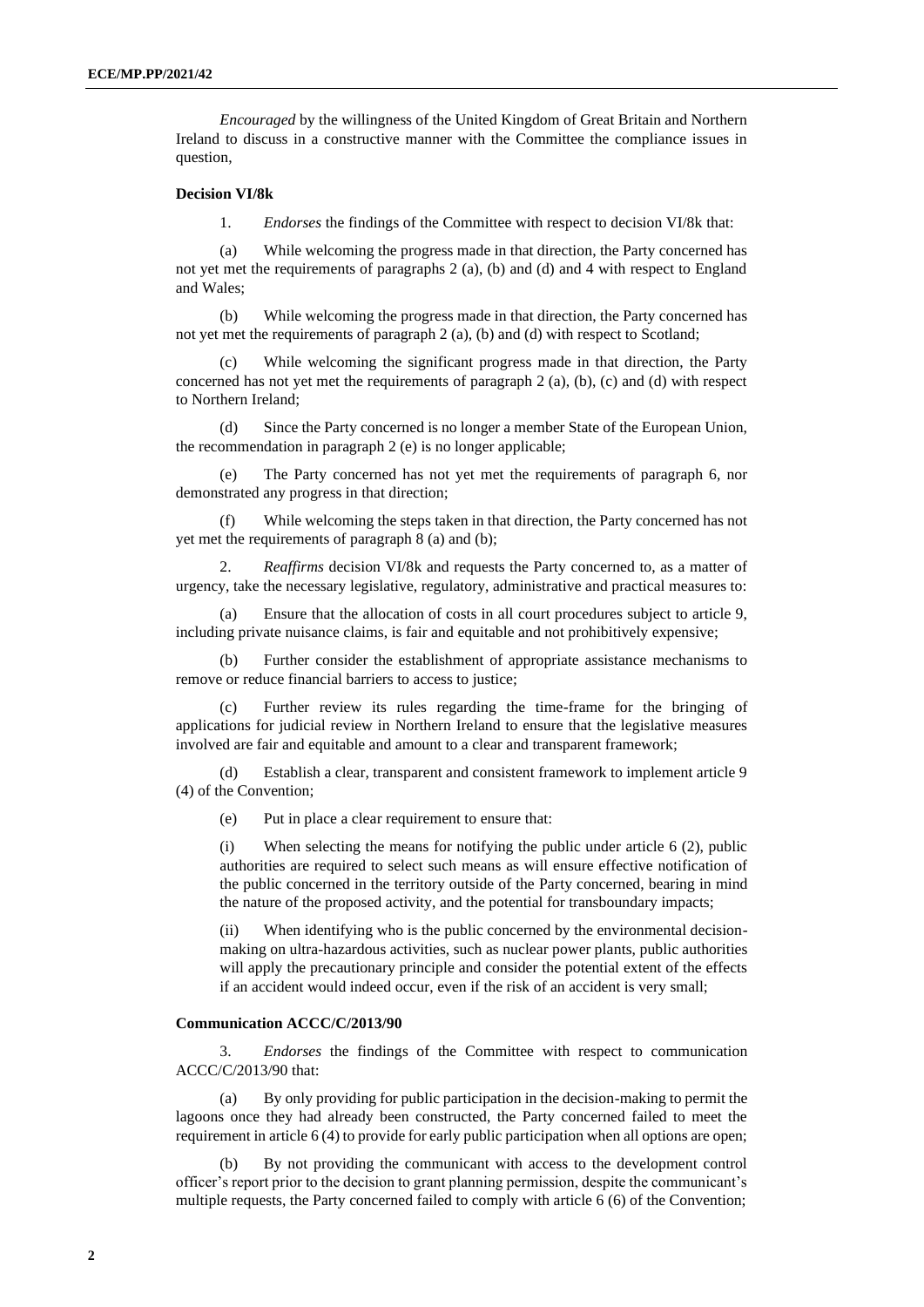*Encouraged* by the willingness of the United Kingdom of Great Britain and Northern Ireland to discuss in a constructive manner with the Committee the compliance issues in question,

**Decision VI/8k**

1. *Endorses* the findings of the Committee with respect to decision VI/8k that:

(a) While welcoming the progress made in that direction, the Party concerned has not yet met the requirements of paragraphs 2 (a), (b) and (d) and 4 with respect to England and Wales;

(b) While welcoming the progress made in that direction, the Party concerned has not yet met the requirements of paragraph 2 (a), (b) and (d) with respect to Scotland;

(c) While welcoming the significant progress made in that direction, the Party concerned has not yet met the requirements of paragraph 2 (a), (b), (c) and (d) with respect to Northern Ireland;

(d) Since the Party concerned is no longer a member State of the European Union, the recommendation in paragraph 2 (e) is no longer applicable;

(e) The Party concerned has not yet met the requirements of paragraph 6, nor demonstrated any progress in that direction;

(f) While welcoming the steps taken in that direction, the Party concerned has not yet met the requirements of paragraph 8 (a) and (b);

2. *Reaffirms* decision VI/8k and requests the Party concerned to, as a matter of urgency, take the necessary legislative, regulatory, administrative and practical measures to:

(a) Ensure that the allocation of costs in all court procedures subject to article 9, including private nuisance claims, is fair and equitable and not prohibitively expensive;

(b) Further consider the establishment of appropriate assistance mechanisms to remove or reduce financial barriers to access to justice;

(c) Further review its rules regarding the time-frame for the bringing of applications for judicial review in Northern Ireland to ensure that the legislative measures involved are fair and equitable and amount to a clear and transparent framework;

(d) Establish a clear, transparent and consistent framework to implement article 9 (4) of the Convention;

(e) Put in place a clear requirement to ensure that:

(i) When selecting the means for notifying the public under article 6 (2), public authorities are required to select such means as will ensure effective notification of the public concerned in the territory outside of the Party concerned, bearing in mind the nature of the proposed activity, and the potential for transboundary impacts;

(ii) When identifying who is the public concerned by the environmental decision-making on ultra-hazardous activities, such as nuclear power plants, public authorities will apply the precautionary principle and consider the potential extent of the effects if an accident would indeed occur, even if the risk of an accident is very small;

**Communication ACCC/C/2013/90**

3. *Endorses* the findings of the Committee with respect to communication ACCC/C/2013/90 that:

(a) By only providing for public participation in the decision-making to permit the lagoons once they had already been constructed, the Party concerned failed to meet the requirement in article 6 (4) to provide for early public participation when all options are open;

(b) By not providing the communicant with access to the development control officer's report prior to the decision to grant planning permission, despite the communicant's multiple requests, the Party concerned failed to comply with article 6 (6) of the Convention;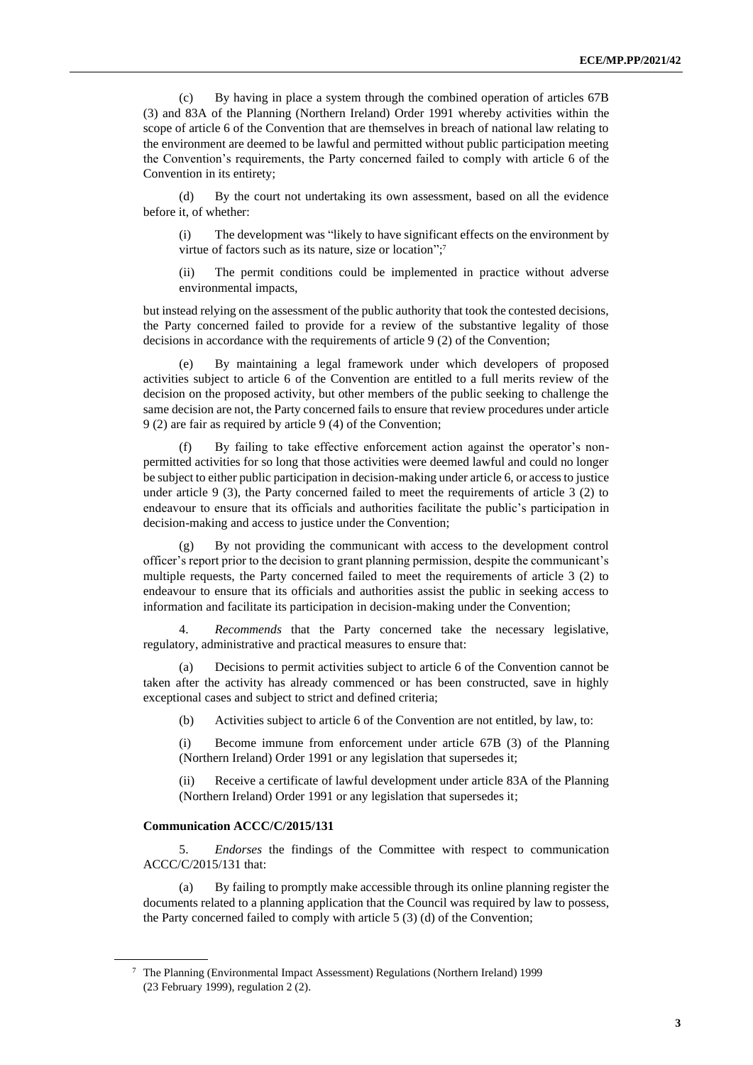(c) By having in place a system through the combined operation of articles 67B (3) and 83A of the Planning (Northern Ireland) Order 1991 whereby activities within the scope of article 6 of the Convention that are themselves in breach of national law relating to the environment are deemed to be lawful and permitted without public participation meeting the Convention's requirements, the Party concerned failed to comply with article 6 of the Convention in its entirety;

(d) By the court not undertaking its own assessment, based on all the evidence before it, of whether:

(i) The development was "likely to have significant effects on the environment by virtue of factors such as its nature, size or location";[7]

(ii) The permit conditions could be implemented in practice without adverse environmental impacts,

but instead relying on the assessment of the public authority that took the contested decisions, the Party concerned failed to provide for a review of the substantive legality of those decisions in accordance with the requirements of article 9 (2) of the Convention;

(e) By maintaining a legal framework under which developers of proposed activities subject to article 6 of the Convention are entitled to a full merits review of the decision on the proposed activity, but other members of the public seeking to challenge the same decision are not, the Party concerned fails to ensure that review procedures under article 9 (2) are fair as required by article 9 (4) of the Convention;

(f) By failing to take effective enforcement action against the operator's non-permitted activities for so long that those activities were deemed lawful and could no longer be subject to either public participation in decision-making under article 6, or access to justice under article 9 (3), the Party concerned failed to meet the requirements of article 3 (2) to endeavour to ensure that its officials and authorities facilitate the public's participation in decision-making and access to justice under the Convention;

(g) By not providing the communicant with access to the development control officer's report prior to the decision to grant planning permission, despite the communicant's multiple requests, the Party concerned failed to meet the requirements of article 3 (2) to endeavour to ensure that its officials and authorities assist the public in seeking access to information and facilitate its participation in decision-making under the Convention;

4. *Recommends* that the Party concerned take the necessary legislative, regulatory, administrative and practical measures to ensure that:

(a) Decisions to permit activities subject to article 6 of the Convention cannot be taken after the activity has already commenced or has been constructed, save in highly exceptional cases and subject to strict and defined criteria;

(b) Activities subject to article 6 of the Convention are not entitled, by law, to:

(i) Become immune from enforcement under article 67B (3) of the Planning (Northern Ireland) Order 1991 or any legislation that supersedes it;

(ii) Receive a certificate of lawful development under article 83A of the Planning (Northern Ireland) Order 1991 or any legislation that supersedes it;

**Communication ACCC/C/2015/131**

5. *Endorses* the findings of the Committee with respect to communication ACCC/C/2015/131 that:

(a) By failing to promptly make accessible through its online planning register the documents related to a planning application that the Council was required by law to possess, the Party concerned failed to comply with article 5 (3) (d) of the Convention;

[7] The Planning (Environmental Impact Assessment) Regulations (Northern Ireland) 1999 (23 February 1999), regulation 2 (2).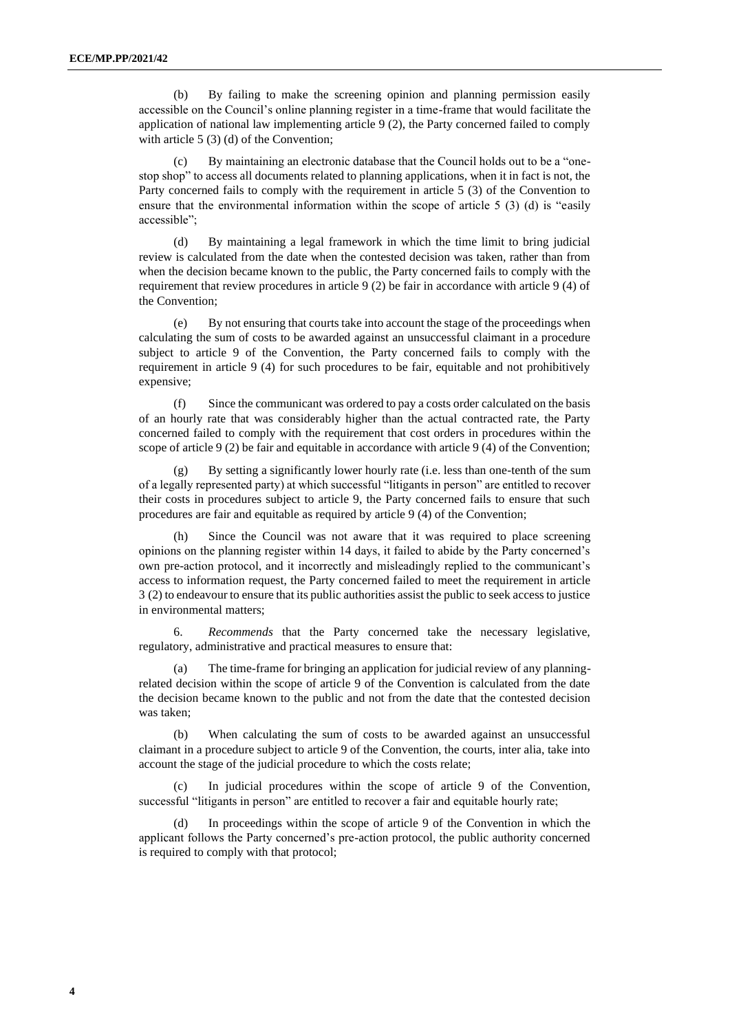(b) By failing to make the screening opinion and planning permission easily accessible on the Council's online planning register in a time-frame that would facilitate the application of national law implementing article 9 (2), the Party concerned failed to comply with article 5 (3) (d) of the Convention;

(c) By maintaining an electronic database that the Council holds out to be a "one-stop shop" to access all documents related to planning applications, when it in fact is not, the Party concerned fails to comply with the requirement in article 5 (3) of the Convention to ensure that the environmental information within the scope of article 5 (3) (d) is "easily accessible";

(d) By maintaining a legal framework in which the time limit to bring judicial review is calculated from the date when the contested decision was taken, rather than from when the decision became known to the public, the Party concerned fails to comply with the requirement that review procedures in article 9 (2) be fair in accordance with article 9 (4) of the Convention;

(e) By not ensuring that courts take into account the stage of the proceedings when calculating the sum of costs to be awarded against an unsuccessful claimant in a procedure subject to article 9 of the Convention, the Party concerned fails to comply with the requirement in article 9 (4) for such procedures to be fair, equitable and not prohibitively expensive;

(f) Since the communicant was ordered to pay a costs order calculated on the basis of an hourly rate that was considerably higher than the actual contracted rate, the Party concerned failed to comply with the requirement that cost orders in procedures within the scope of article 9 (2) be fair and equitable in accordance with article 9 (4) of the Convention;

(g) By setting a significantly lower hourly rate (i.e. less than one-tenth of the sum of a legally represented party) at which successful "litigants in person" are entitled to recover their costs in procedures subject to article 9, the Party concerned fails to ensure that such procedures are fair and equitable as required by article 9 (4) of the Convention;

(h) Since the Council was not aware that it was required to place screening opinions on the planning register within 14 days, it failed to abide by the Party concerned's own pre-action protocol, and it incorrectly and misleadingly replied to the communicant's access to information request, the Party concerned failed to meet the requirement in article 3 (2) to endeavour to ensure that its public authorities assist the public to seek access to justice in environmental matters;

6. *Recommends* that the Party concerned take the necessary legislative, regulatory, administrative and practical measures to ensure that:

(a) The time-frame for bringing an application for judicial review of any planning-related decision within the scope of article 9 of the Convention is calculated from the date the decision became known to the public and not from the date that the contested decision was taken;

(b) When calculating the sum of costs to be awarded against an unsuccessful claimant in a procedure subject to article 9 of the Convention, the courts, inter alia, take into account the stage of the judicial procedure to which the costs relate;

(c) In judicial procedures within the scope of article 9 of the Convention, successful "litigants in person" are entitled to recover a fair and equitable hourly rate;

(d) In proceedings within the scope of article 9 of the Convention in which the applicant follows the Party concerned's pre-action protocol, the public authority concerned is required to comply with that protocol;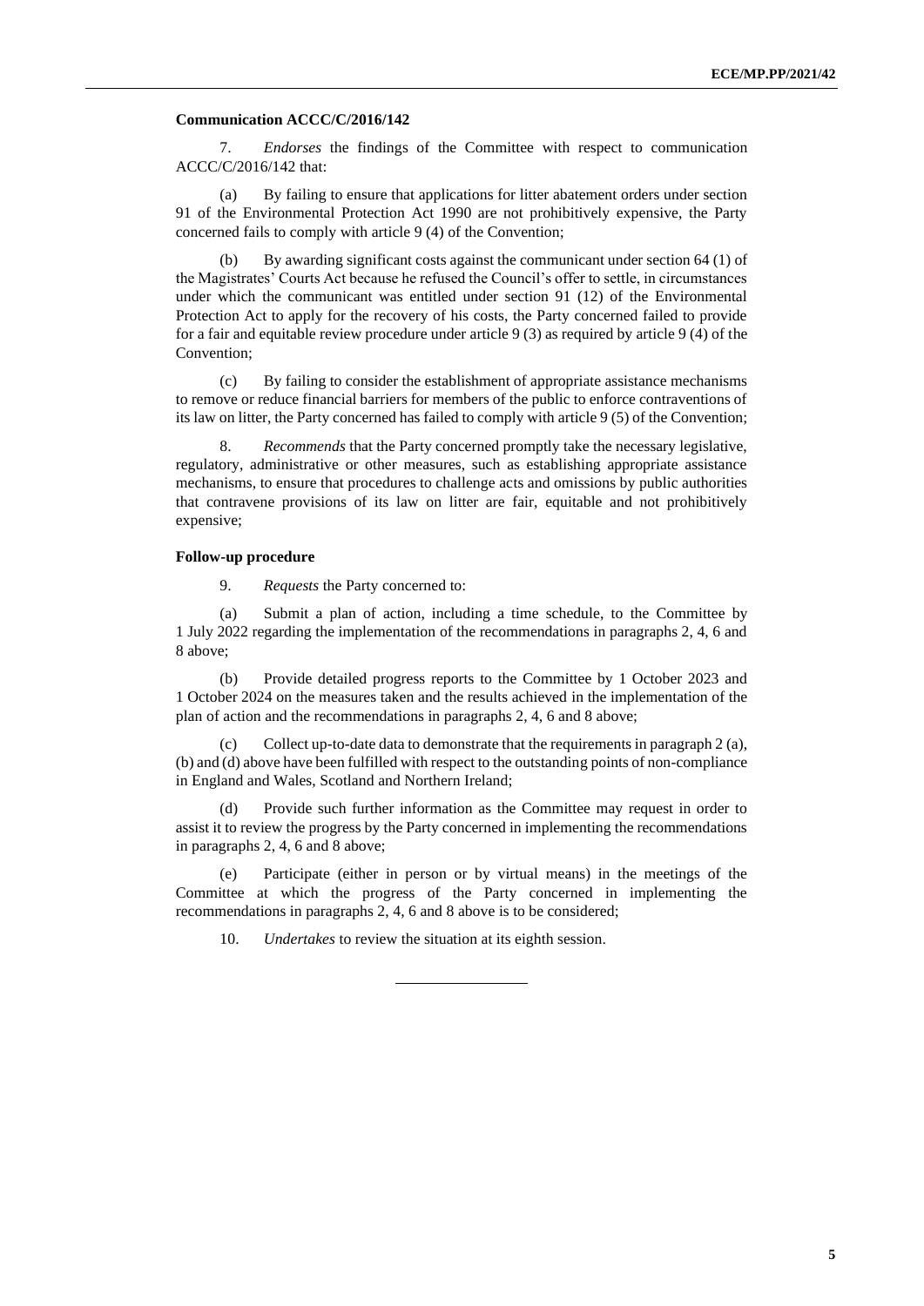**Communication ACCC/C/2016/142**

7. *Endorses* the findings of the Committee with respect to communication ACCC/C/2016/142 that:

(a) By failing to ensure that applications for litter abatement orders under section 91 of the Environmental Protection Act 1990 are not prohibitively expensive, the Party concerned fails to comply with article 9 (4) of the Convention;

(b) By awarding significant costs against the communicant under section 64 (1) of the Magistrates' Courts Act because he refused the Council's offer to settle, in circumstances under which the communicant was entitled under section 91 (12) of the Environmental Protection Act to apply for the recovery of his costs, the Party concerned failed to provide for a fair and equitable review procedure under article 9 (3) as required by article 9 (4) of the Convention;

(c) By failing to consider the establishment of appropriate assistance mechanisms to remove or reduce financial barriers for members of the public to enforce contraventions of its law on litter, the Party concerned has failed to comply with article 9 (5) of the Convention;

8. *Recommends* that the Party concerned promptly take the necessary legislative, regulatory, administrative or other measures, such as establishing appropriate assistance mechanisms, to ensure that procedures to challenge acts and omissions by public authorities that contravene provisions of its law on litter are fair, equitable and not prohibitively expensive;

**Follow-up procedure**

9. *Requests* the Party concerned to:

(a) Submit a plan of action, including a time schedule, to the Committee by 1 July 2022 regarding the implementation of the recommendations in paragraphs 2, 4, 6 and 8 above;

(b) Provide detailed progress reports to the Committee by 1 October 2023 and 1 October 2024 on the measures taken and the results achieved in the implementation of the plan of action and the recommendations in paragraphs 2, 4, 6 and 8 above;

(c) Collect up-to-date data to demonstrate that the requirements in paragraph 2 (a), (b) and (d) above have been fulfilled with respect to the outstanding points of non-compliance in England and Wales, Scotland and Northern Ireland;

(d) Provide such further information as the Committee may request in order to assist it to review the progress by the Party concerned in implementing the recommendations in paragraphs 2, 4, 6 and 8 above;

(e) Participate (either in person or by virtual means) in the meetings of the Committee at which the progress of the Party concerned in implementing the recommendations in paragraphs 2, 4, 6 and 8 above is to be considered;

10. *Undertakes* to review the situation at its eighth session.